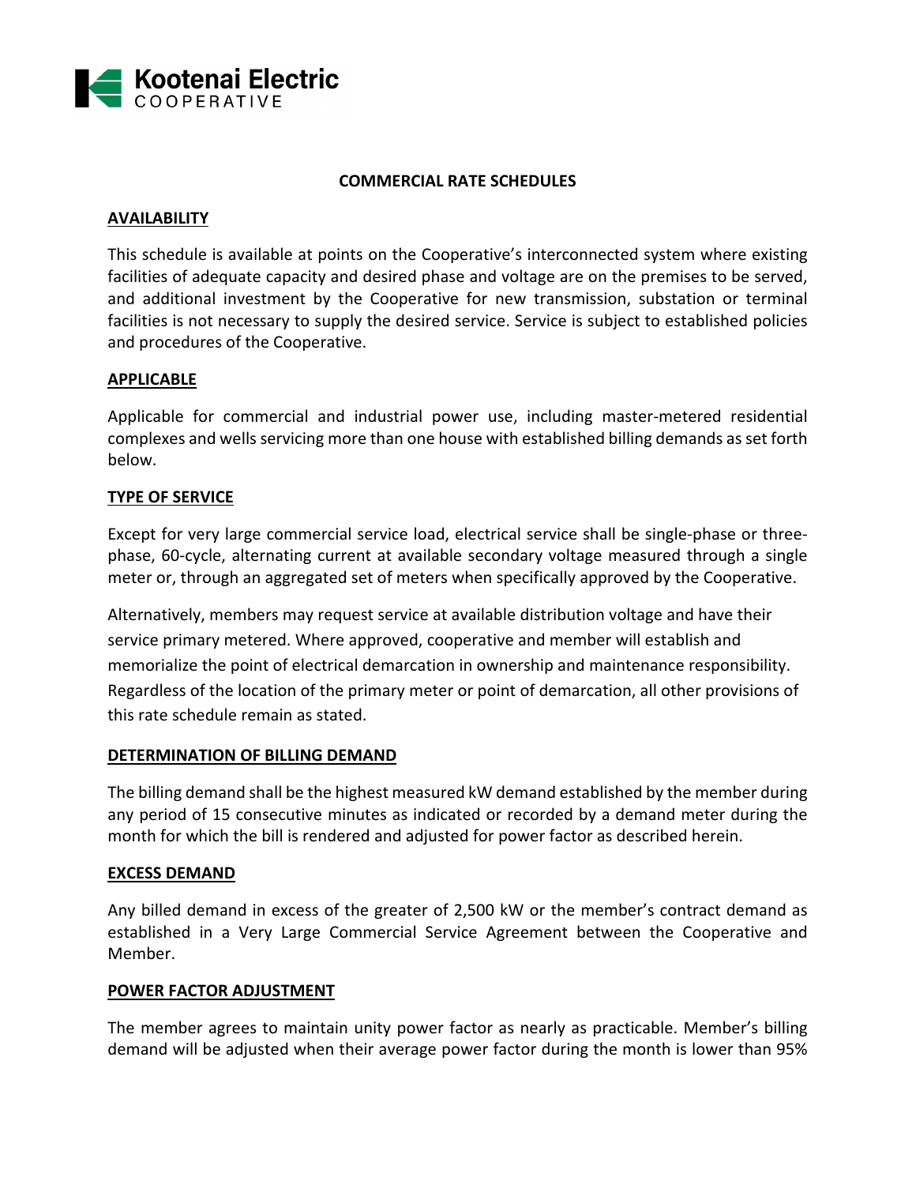Kootenai Electric
COOPERATIVE

# COMMERCIAL RATE SCHEDULES

## AVAILABILITY

This schedule is available at points on the Cooperative's interconnected system where existing facilities of adequate capacity and desired phase and voltage are on the premises to be served, and additional investment by the Cooperative for new transmission, substation or terminal facilities is not necessary to supply the desired service. Service is subject to established policies and procedures of the Cooperative.

## APPLICABLE

Applicable for commercial and industrial power use, including master-metered residential complexes and wells servicing more than one house with established billing demands as set forth below.

## TYPE OF SERVICE

Except for very large commercial service load, electrical service shall be single-phase or three-phase, 60-cycle, alternating current at available secondary voltage measured through a single meter or, through an aggregated set of meters when specifically approved by the Cooperative.

Alternatively, members may request service at available distribution voltage and have their service primary metered. Where approved, cooperative and member will establish and memorialize the point of electrical demarcation in ownership and maintenance responsibility. Regardless of the location of the primary meter or point of demarcation, all other provisions of this rate schedule remain as stated.

## DETERMINATION OF BILLING DEMAND

The billing demand shall be the highest measured kW demand established by the member during any period of 15 consecutive minutes as indicated or recorded by a demand meter during the month for which the bill is rendered and adjusted for power factor as described herein.

## EXCESS DEMAND

Any billed demand in excess of the greater of 2,500 kW or the member's contract demand as established in a Very Large Commercial Service Agreement between the Cooperative and Member.

## POWER FACTOR ADJUSTMENT

The member agrees to maintain unity power factor as nearly as practicable. Member's billing demand will be adjusted when their average power factor during the month is lower than 95%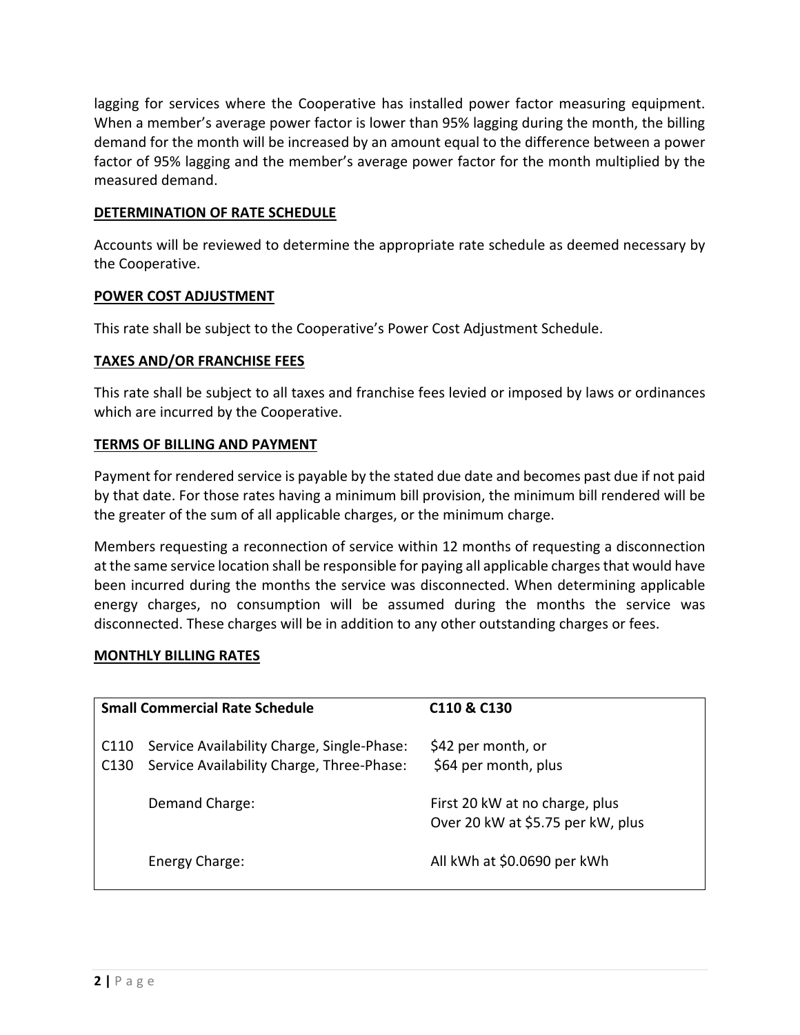lagging for services where the Cooperative has installed power factor measuring equipment. When a member's average power factor is lower than 95% lagging during the month, the billing demand for the month will be increased by an amount equal to the difference between a power factor of 95% lagging and the member's average power factor for the month multiplied by the measured demand.

## DETERMINATION OF RATE SCHEDULE

Accounts will be reviewed to determine the appropriate rate schedule as deemed necessary by the Cooperative.

## POWER COST ADJUSTMENT

This rate shall be subject to the Cooperative's Power Cost Adjustment Schedule.

## TAXES AND/OR FRANCHISE FEES

This rate shall be subject to all taxes and franchise fees levied or imposed by laws or ordinances which are incurred by the Cooperative.

## TERMS OF BILLING AND PAYMENT

Payment for rendered service is payable by the stated due date and becomes past due if not paid by that date. For those rates having a minimum bill provision, the minimum bill rendered will be the greater of the sum of all applicable charges, or the minimum charge.

Members requesting a reconnection of service within 12 months of requesting a disconnection at the same service location shall be responsible for paying all applicable charges that would have been incurred during the months the service was disconnected. When determining applicable energy charges, no consumption will be assumed during the months the service was disconnected. These charges will be in addition to any other outstanding charges or fees.

## MONTHLY BILLING RATES

| **Small Commercial Rate Schedule** | | **C110 & C130** |
|---|---|---|
| C110 | Service Availability Charge, Single-Phase: | $42 per month, or |
| C130 | Service Availability Charge, Three-Phase: | $64 per month, plus |
| | Demand Charge: | First 20 kW at no charge, plus<br>Over 20 kW at $5.75 per kW, plus |
| | Energy Charge: | All kWh at $0.0690 per kWh |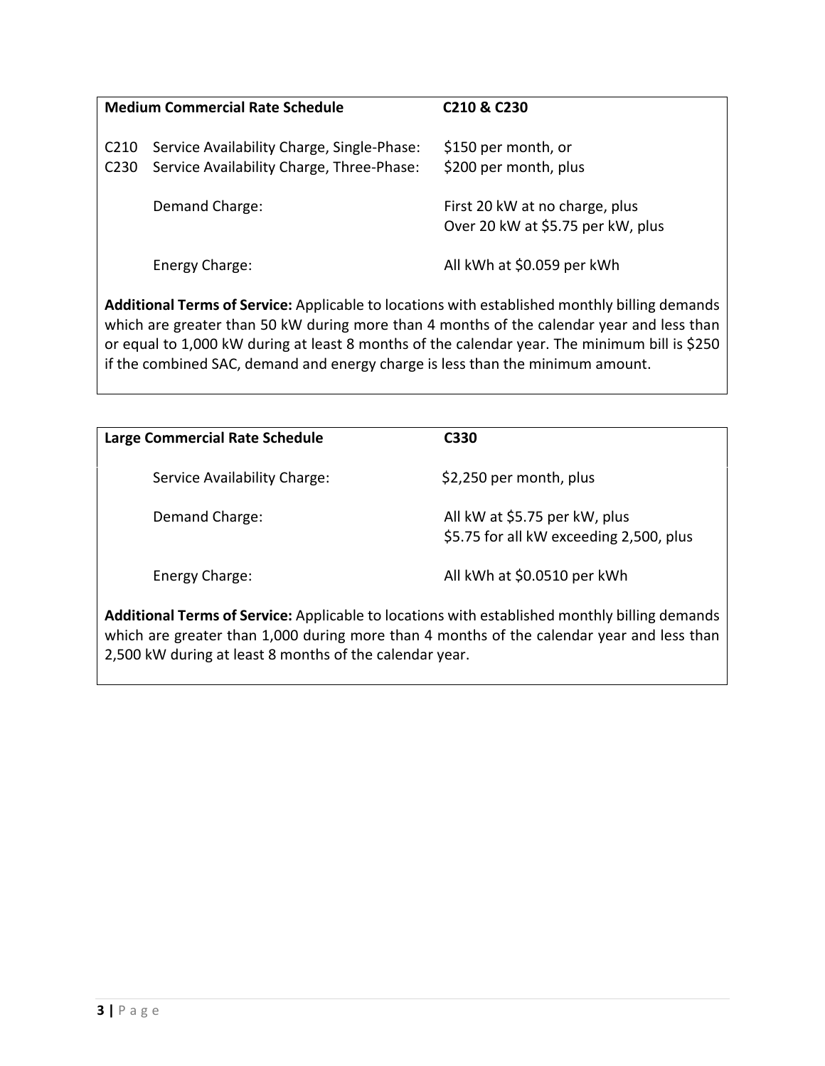| **Medium Commercial Rate Schedule** | | **C210 & C230** |
|---|---|---|
| C210 | Service Availability Charge, Single-Phase: | $150 per month, or |
| C230 | Service Availability Charge, Three-Phase: | $200 per month, plus |
| | Demand Charge: | First 20 kW at no charge, plus<br>Over 20 kW at $5.75 per kW, plus |
| | Energy Charge: | All kWh at $0.059 per kWh |

**Additional Terms of Service:** Applicable to locations with established monthly billing demands which are greater than 50 kW during more than 4 months of the calendar year and less than or equal to 1,000 kW during at least 8 months of the calendar year. The minimum bill is $250 if the combined SAC, demand and energy charge is less than the minimum amount.

| **Large Commercial Rate Schedule** | **C330** |
|---|---|
| Service Availability Charge: | $2,250 per month, plus |
| Demand Charge: | All kW at $5.75 per kW, plus<br>$5.75 for all kW exceeding 2,500, plus |
| Energy Charge: | All kWh at $0.0510 per kWh |

**Additional Terms of Service:** Applicable to locations with established monthly billing demands which are greater than 1,000 during more than 4 months of the calendar year and less than 2,500 kW during at least 8 months of the calendar year.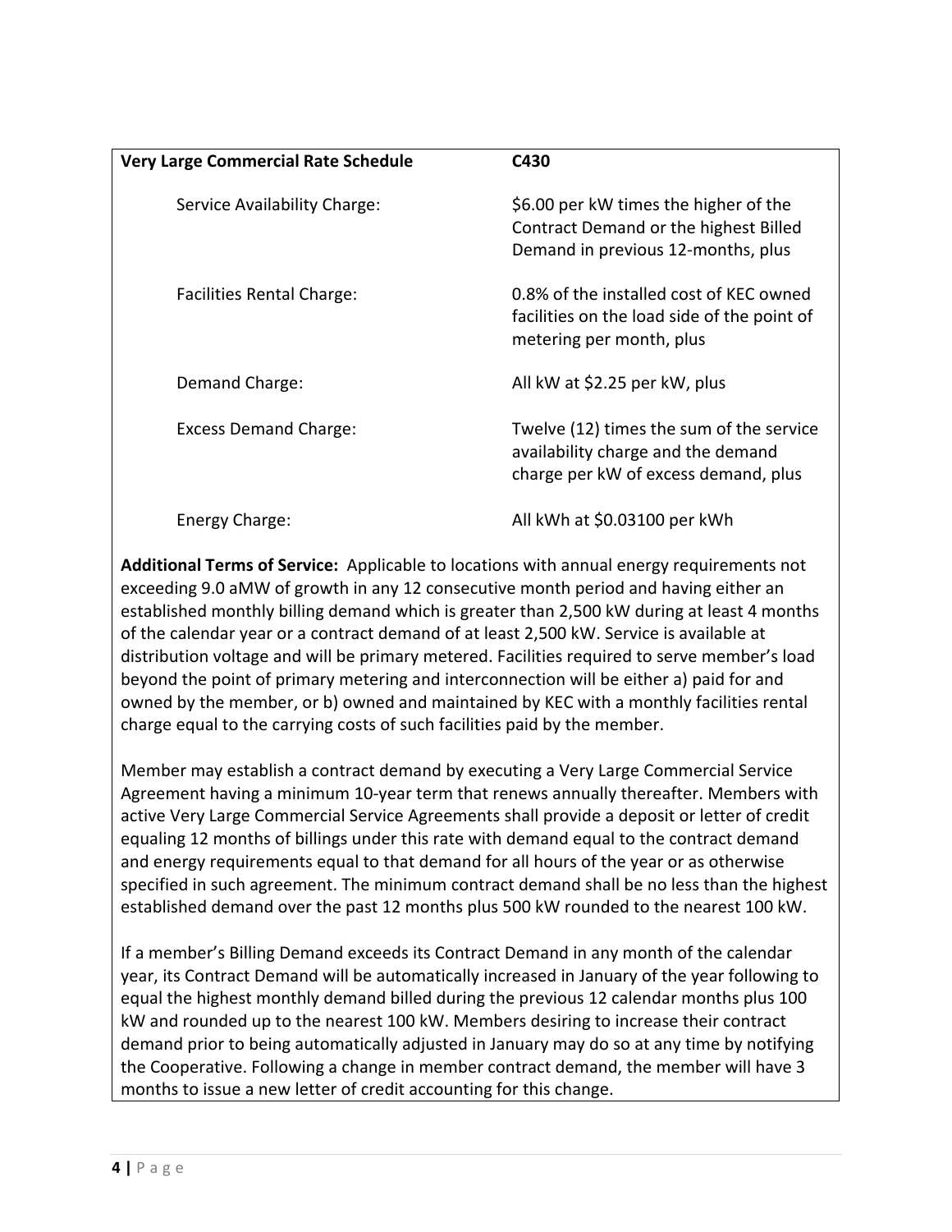| **Very Large Commercial Rate Schedule** | **C430** |
|---|---|
| Service Availability Charge: | \$6.00 per kW times the higher of the Contract Demand or the highest Billed Demand in previous 12-months, plus |
| Facilities Rental Charge: | 0.8% of the installed cost of KEC owned facilities on the load side of the point of metering per month, plus |
| Demand Charge: | All kW at \$2.25 per kW, plus |
| Excess Demand Charge: | Twelve (12) times the sum of the service availability charge and the demand charge per kW of excess demand, plus |
| Energy Charge: | All kWh at \$0.03100 per kWh |

**Additional Terms of Service:** Applicable to locations with annual energy requirements not exceeding 9.0 aMW of growth in any 12 consecutive month period and having either an established monthly billing demand which is greater than 2,500 kW during at least 4 months of the calendar year or a contract demand of at least 2,500 kW. Service is available at distribution voltage and will be primary metered. Facilities required to serve member's load beyond the point of primary metering and interconnection will be either a) paid for and owned by the member, or b) owned and maintained by KEC with a monthly facilities rental charge equal to the carrying costs of such facilities paid by the member.

Member may establish a contract demand by executing a Very Large Commercial Service Agreement having a minimum 10-year term that renews annually thereafter. Members with active Very Large Commercial Service Agreements shall provide a deposit or letter of credit equaling 12 months of billings under this rate with demand equal to the contract demand and energy requirements equal to that demand for all hours of the year or as otherwise specified in such agreement. The minimum contract demand shall be no less than the highest established demand over the past 12 months plus 500 kW rounded to the nearest 100 kW.

If a member's Billing Demand exceeds its Contract Demand in any month of the calendar year, its Contract Demand will be automatically increased in January of the year following to equal the highest monthly demand billed during the previous 12 calendar months plus 100 kW and rounded up to the nearest 100 kW. Members desiring to increase their contract demand prior to being automatically adjusted in January may do so at any time by notifying the Cooperative. Following a change in member contract demand, the member will have 3 months to issue a new letter of credit accounting for this change.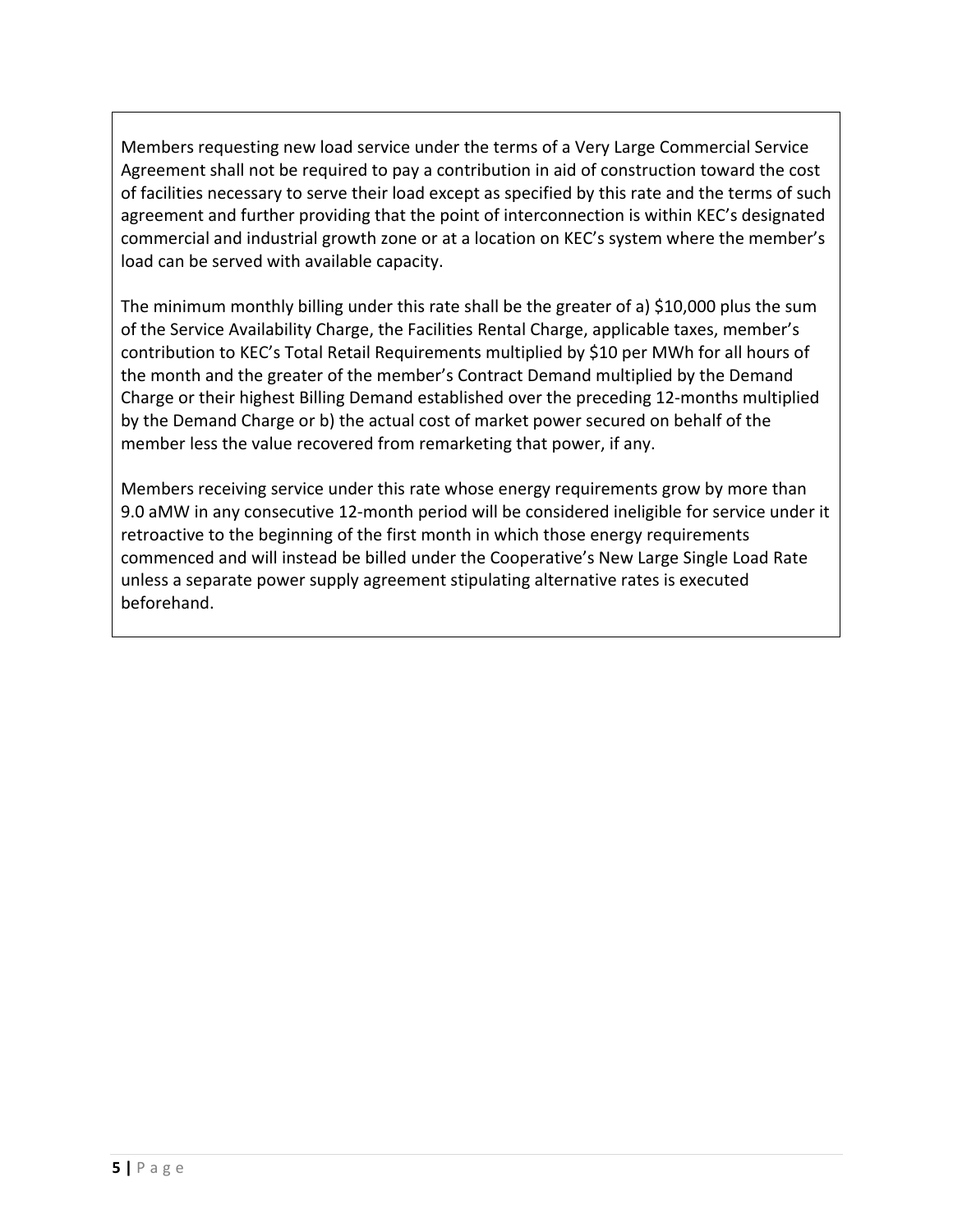Members requesting new load service under the terms of a Very Large Commercial Service Agreement shall not be required to pay a contribution in aid of construction toward the cost of facilities necessary to serve their load except as specified by this rate and the terms of such agreement and further providing that the point of interconnection is within KEC's designated commercial and industrial growth zone or at a location on KEC's system where the member's load can be served with available capacity.

The minimum monthly billing under this rate shall be the greater of a) $10,000 plus the sum of the Service Availability Charge, the Facilities Rental Charge, applicable taxes, member's contribution to KEC's Total Retail Requirements multiplied by $10 per MWh for all hours of the month and the greater of the member's Contract Demand multiplied by the Demand Charge or their highest Billing Demand established over the preceding 12-months multiplied by the Demand Charge or b) the actual cost of market power secured on behalf of the member less the value recovered from remarketing that power, if any.

Members receiving service under this rate whose energy requirements grow by more than 9.0 aMW in any consecutive 12-month period will be considered ineligible for service under it retroactive to the beginning of the first month in which those energy requirements commenced and will instead be billed under the Cooperative's New Large Single Load Rate unless a separate power supply agreement stipulating alternative rates is executed beforehand.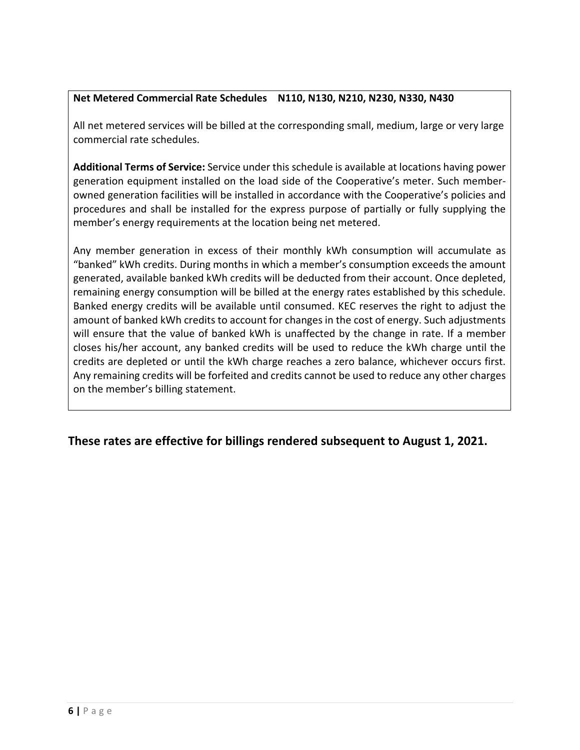**Net Metered Commercial Rate Schedules    N110, N130, N210, N230, N330, N430**

All net metered services will be billed at the corresponding small, medium, large or very large commercial rate schedules.

**Additional Terms of Service:** Service under this schedule is available at locations having power generation equipment installed on the load side of the Cooperative's meter. Such member-owned generation facilities will be installed in accordance with the Cooperative's policies and procedures and shall be installed for the express purpose of partially or fully supplying the member's energy requirements at the location being net metered.

Any member generation in excess of their monthly kWh consumption will accumulate as "banked" kWh credits. During months in which a member's consumption exceeds the amount generated, available banked kWh credits will be deducted from their account. Once depleted, remaining energy consumption will be billed at the energy rates established by this schedule. Banked energy credits will be available until consumed. KEC reserves the right to adjust the amount of banked kWh credits to account for changes in the cost of energy. Such adjustments will ensure that the value of banked kWh is unaffected by the change in rate. If a member closes his/her account, any banked credits will be used to reduce the kWh charge until the credits are depleted or until the kWh charge reaches a zero balance, whichever occurs first. Any remaining credits will be forfeited and credits cannot be used to reduce any other charges on the member's billing statement.

## These rates are effective for billings rendered subsequent to August 1, 2021.